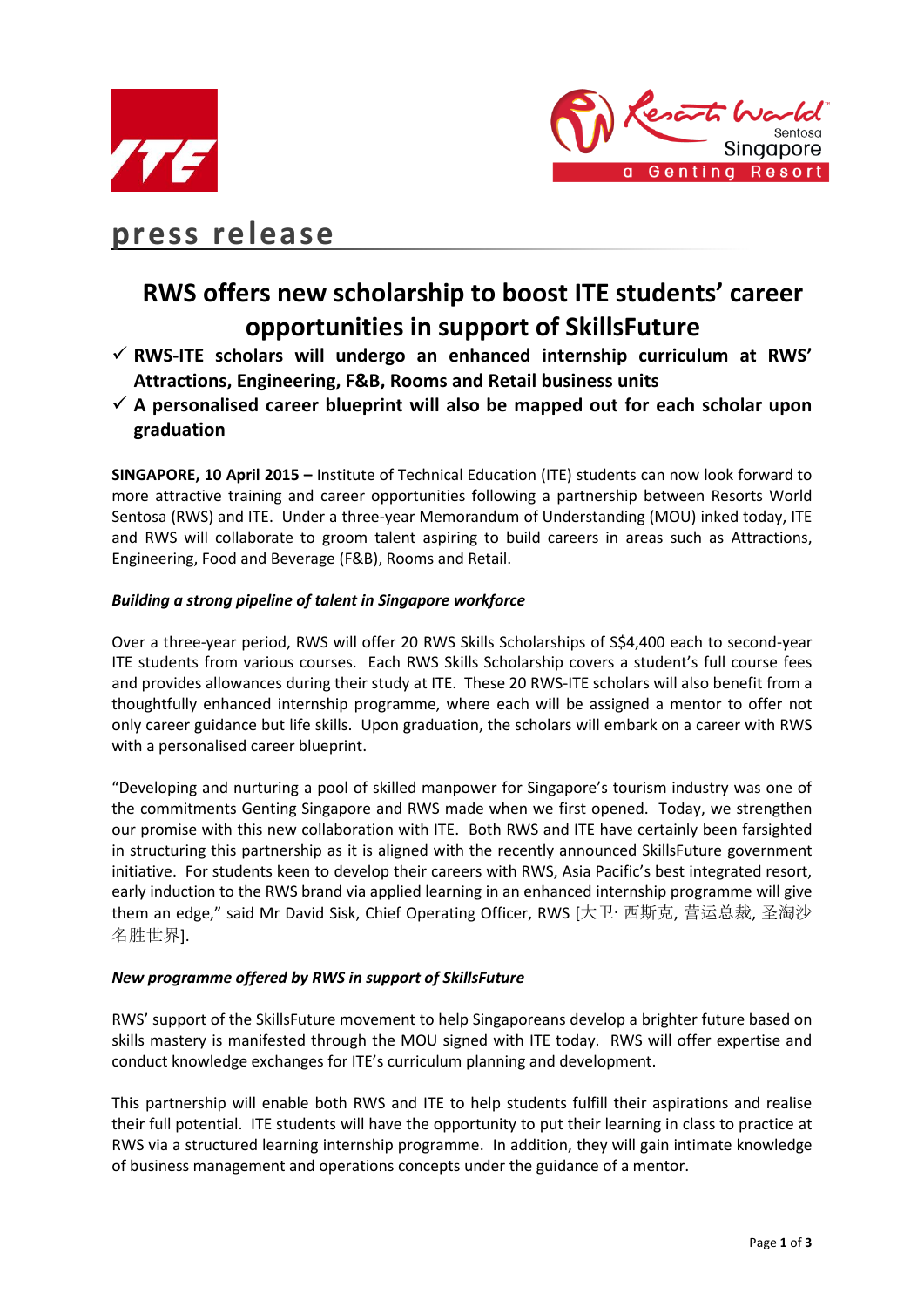press release

# RWS offers new scholarship to boost ITE students' career opportunities in support of SkillsFuture

- ✓ **RWS-ITE scholars will undergo an enhanced internship curriculum at RWS' Attractions, Engineering, F&B, Rooms and Retail business units**
- ✓ **A personalised career blueprint will also be mapped out for each scholar upon graduation**

**SINGAPORE, 10 April 2015 –** Institute of Technical Education (ITE) students can now look forward to more attractive training and career opportunities following a partnership between Resorts World Sentosa (RWS) and ITE. Under a three-year Memorandum of Understanding (MOU) inked today, ITE and RWS will collaborate to groom talent aspiring to build careers in areas such as Attractions, Engineering, Food and Beverage (F&B), Rooms and Retail.

***Building a strong pipeline of talent in Singapore workforce***

Over a three-year period, RWS will offer 20 RWS Skills Scholarships of S$4,400 each to second-year ITE students from various courses. Each RWS Skills Scholarship covers a student's full course fees and provides allowances during their study at ITE. These 20 RWS-ITE scholars will also benefit from a thoughtfully enhanced internship programme, where each will be assigned a mentor to offer not only career guidance but life skills. Upon graduation, the scholars will embark on a career with RWS with a personalised career blueprint.

"Developing and nurturing a pool of skilled manpower for Singapore's tourism industry was one of the commitments Genting Singapore and RWS made when we first opened. Today, we strengthen our promise with this new collaboration with ITE. Both RWS and ITE have certainly been farsighted in structuring this partnership as it is aligned with the recently announced SkillsFuture government initiative. For students keen to develop their careers with RWS, Asia Pacific's best integrated resort, early induction to the RWS brand via applied learning in an enhanced internship programme will give them an edge," said Mr David Sisk, Chief Operating Officer, RWS [大卫· 西斯克, 营运总裁, 圣淘沙名胜世界].

***New programme offered by RWS in support of SkillsFuture***

RWS' support of the SkillsFuture movement to help Singaporeans develop a brighter future based on skills mastery is manifested through the MOU signed with ITE today. RWS will offer expertise and conduct knowledge exchanges for ITE's curriculum planning and development.

This partnership will enable both RWS and ITE to help students fulfill their aspirations and realise their full potential. ITE students will have the opportunity to put their learning in class to practice at RWS via a structured learning internship programme. In addition, they will gain intimate knowledge of business management and operations concepts under the guidance of a mentor.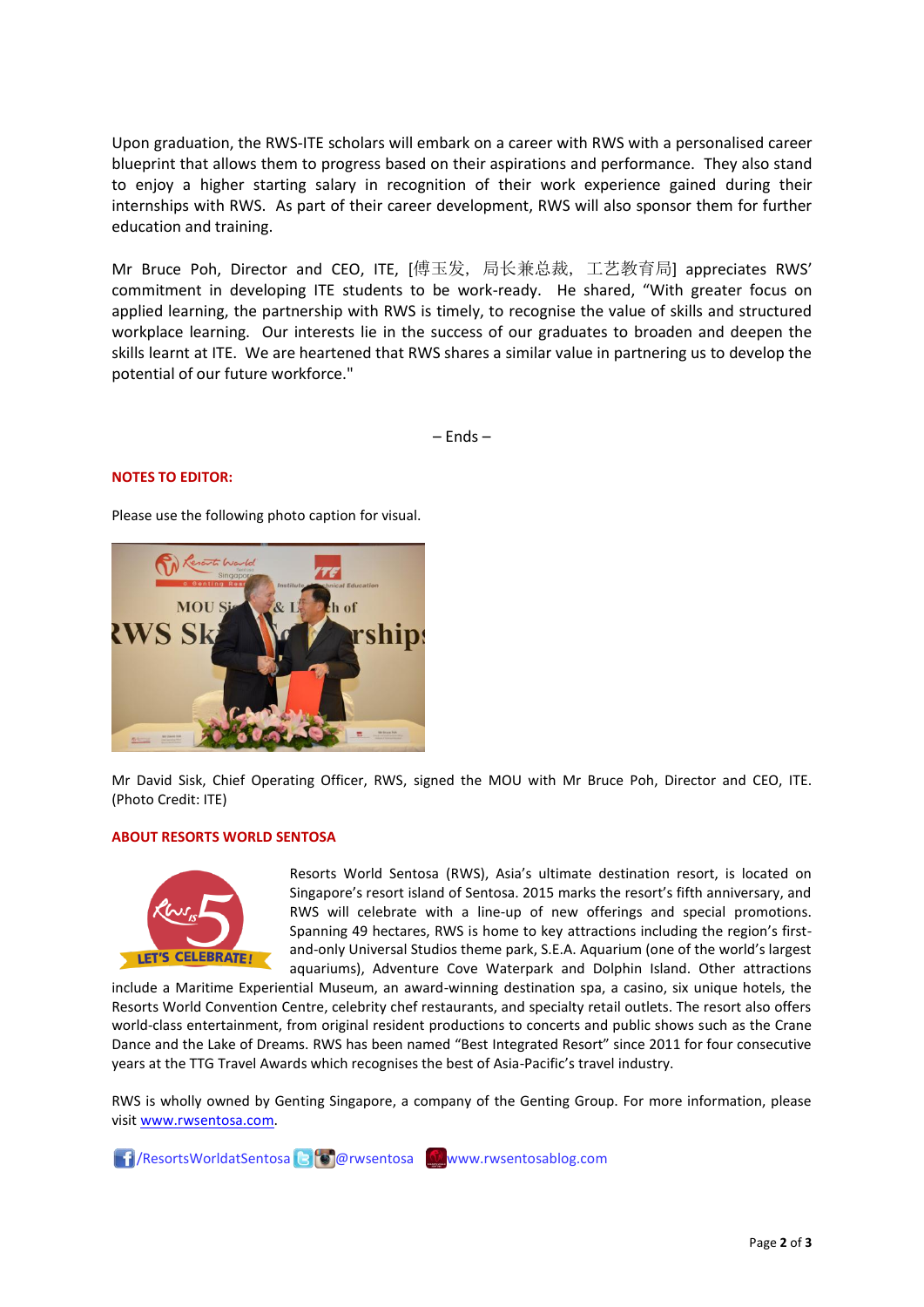Upon graduation, the RWS-ITE scholars will embark on a career with RWS with a personalised career blueprint that allows them to progress based on their aspirations and performance. They also stand to enjoy a higher starting salary in recognition of their work experience gained during their internships with RWS. As part of their career development, RWS will also sponsor them for further education and training.

Mr Bruce Poh, Director and CEO, ITE, [傅玉发，局长兼总裁，工艺教育局] appreciates RWS' commitment in developing ITE students to be work-ready. He shared, "With greater focus on applied learning, the partnership with RWS is timely, to recognise the value of skills and structured workplace learning. Our interests lie in the success of our graduates to broaden and deepen the skills learnt at ITE. We are heartened that RWS shares a similar value in partnering us to develop the potential of our future workforce."

– Ends –

**NOTES TO EDITOR:**

Please use the following photo caption for visual.

Mr David Sisk, Chief Operating Officer, RWS, signed the MOU with Mr Bruce Poh, Director and CEO, ITE. (Photo Credit: ITE)

**ABOUT RESORTS WORLD SENTOSA**

Resorts World Sentosa (RWS), Asia's ultimate destination resort, is located on Singapore's resort island of Sentosa. 2015 marks the resort's fifth anniversary, and RWS will celebrate with a line-up of new offerings and special promotions. Spanning 49 hectares, RWS is home to key attractions including the region's first-and-only Universal Studios theme park, S.E.A. Aquarium (one of the world's largest aquariums), Adventure Cove Waterpark and Dolphin Island. Other attractions include a Maritime Experiential Museum, an award-winning destination spa, a casino, six unique hotels, the Resorts World Convention Centre, celebrity chef restaurants, and specialty retail outlets. The resort also offers world-class entertainment, from original resident productions to concerts and public shows such as the Crane Dance and the Lake of Dreams. RWS has been named "Best Integrated Resort" since 2011 for four consecutive years at the TTG Travel Awards which recognises the best of Asia-Pacific's travel industry.

RWS is wholly owned by Genting Singapore, a company of the Genting Group. For more information, please visit www.rwsentosa.com.

/ResortsWorldatSentosa @rwsentosa www.rwsentosablog.com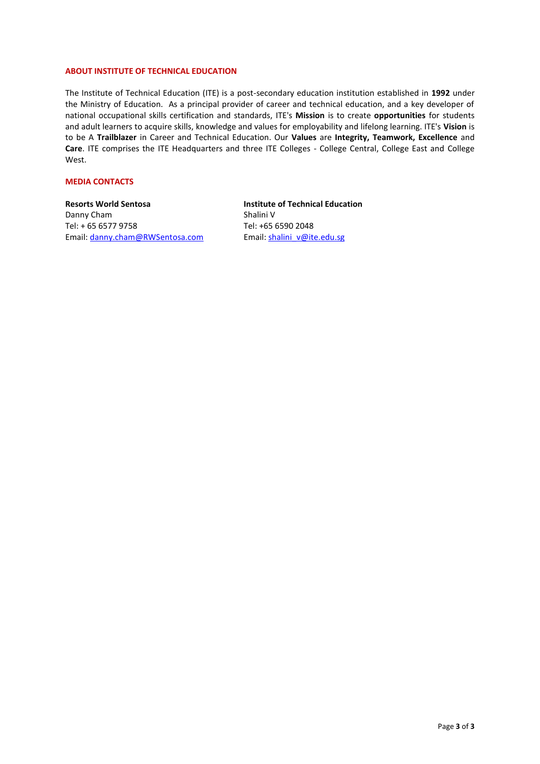## ABOUT INSTITUTE OF TECHNICAL EDUCATION

The Institute of Technical Education (ITE) is a post-secondary education institution established in **1992** under the Ministry of Education. As a principal provider of career and technical education, and a key developer of national occupational skills certification and standards, ITE's **Mission** is to create **opportunities** for students and adult learners to acquire skills, knowledge and values for employability and lifelong learning. ITE's **Vision** is to be A **Trailblazer** in Career and Technical Education. Our **Values** are **Integrity, Teamwork, Excellence** and **Care**. ITE comprises the ITE Headquarters and three ITE Colleges - College Central, College East and College West.

## MEDIA CONTACTS

**Resorts World Sentosa**
Danny Cham
Tel: + 65 6577 9758
Email: danny.cham@RWSentosa.com

**Institute of Technical Education**
Shalini V
Tel: +65 6590 2048
Email: shalini_v@ite.edu.sg